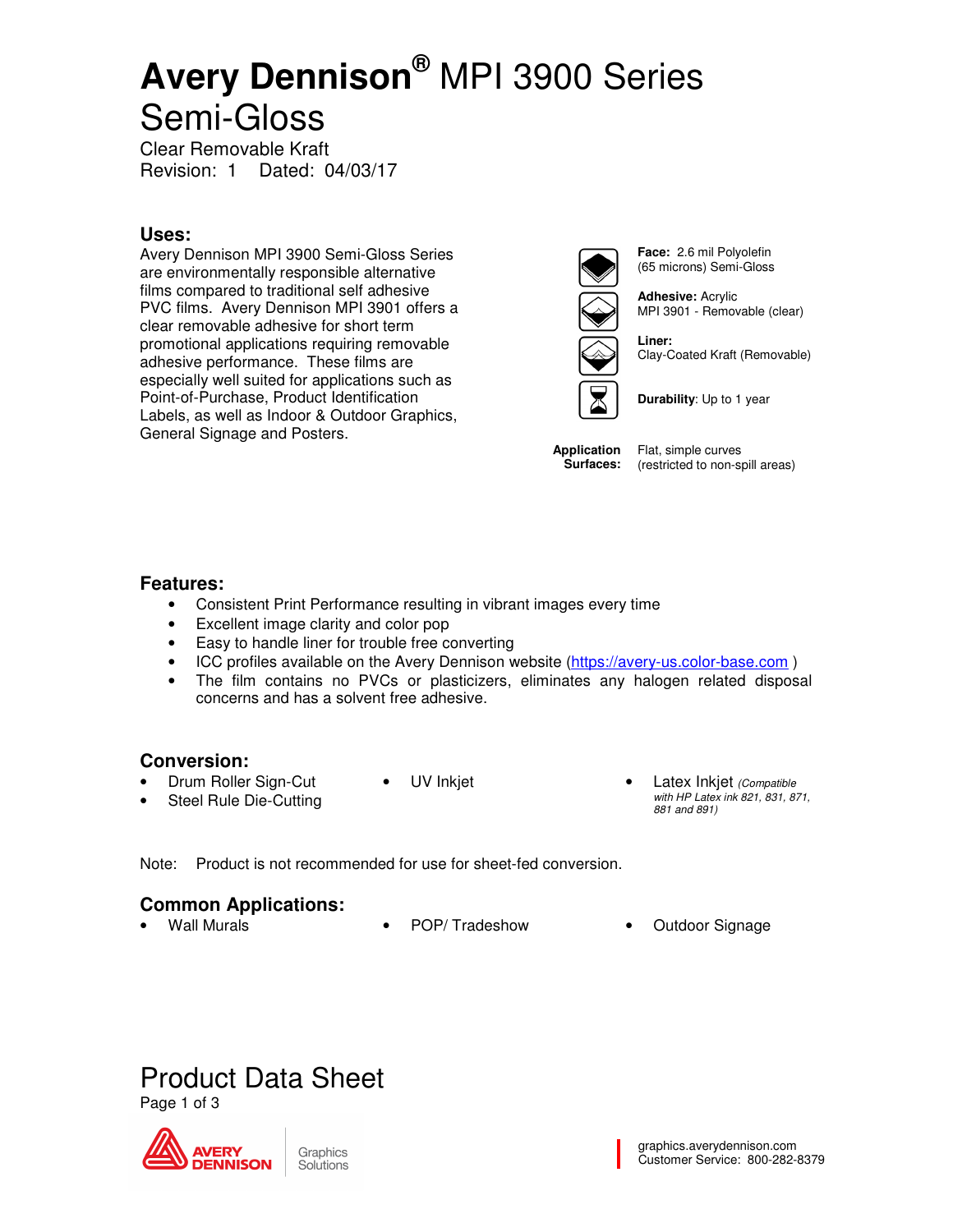# Avery Dennison® MPI 3900 Series Semi-Gloss

Clear Removable Kraft
Revision: 1 Dated: 04/03/17

## Uses:

Avery Dennison MPI 3900 Semi-Gloss Series are environmentally responsible alternative films compared to traditional self adhesive PVC films. Avery Dennison MPI 3901 offers a clear removable adhesive for short term promotional applications requiring removable adhesive performance. These films are especially well suited for applications such as Point-of-Purchase, Product Identification Labels, as well as Indoor & Outdoor Graphics, General Signage and Posters.

**Face:** 2.6 mil Polyolefin (65 microns) Semi-Gloss

**Adhesive:** Acrylic
MPI 3901 - Removable (clear)

**Liner:**
Clay-Coated Kraft (Removable)

**Durability**: Up to 1 year

**Application Surfaces:** Flat, simple curves (restricted to non-spill areas)

## Features:

- Consistent Print Performance resulting in vibrant images every time
- Excellent image clarity and color pop
- Easy to handle liner for trouble free converting
- ICC profiles available on the Avery Dennison website (https://avery-us.color-base.com )
- The film contains no PVCs or plasticizers, eliminates any halogen related disposal concerns and has a solvent free adhesive.

## Conversion:

- Drum Roller Sign-Cut
- Steel Rule Die-Cutting
- UV Inkjet
- Latex Inkjet *(Compatible with HP Latex ink 821, 831, 871, 881 and 891)*

Note: Product is not recommended for use for sheet-fed conversion.

## Common Applications:

- Wall Murals
- POP/ Tradeshow
- Outdoor Signage

# Product Data Sheet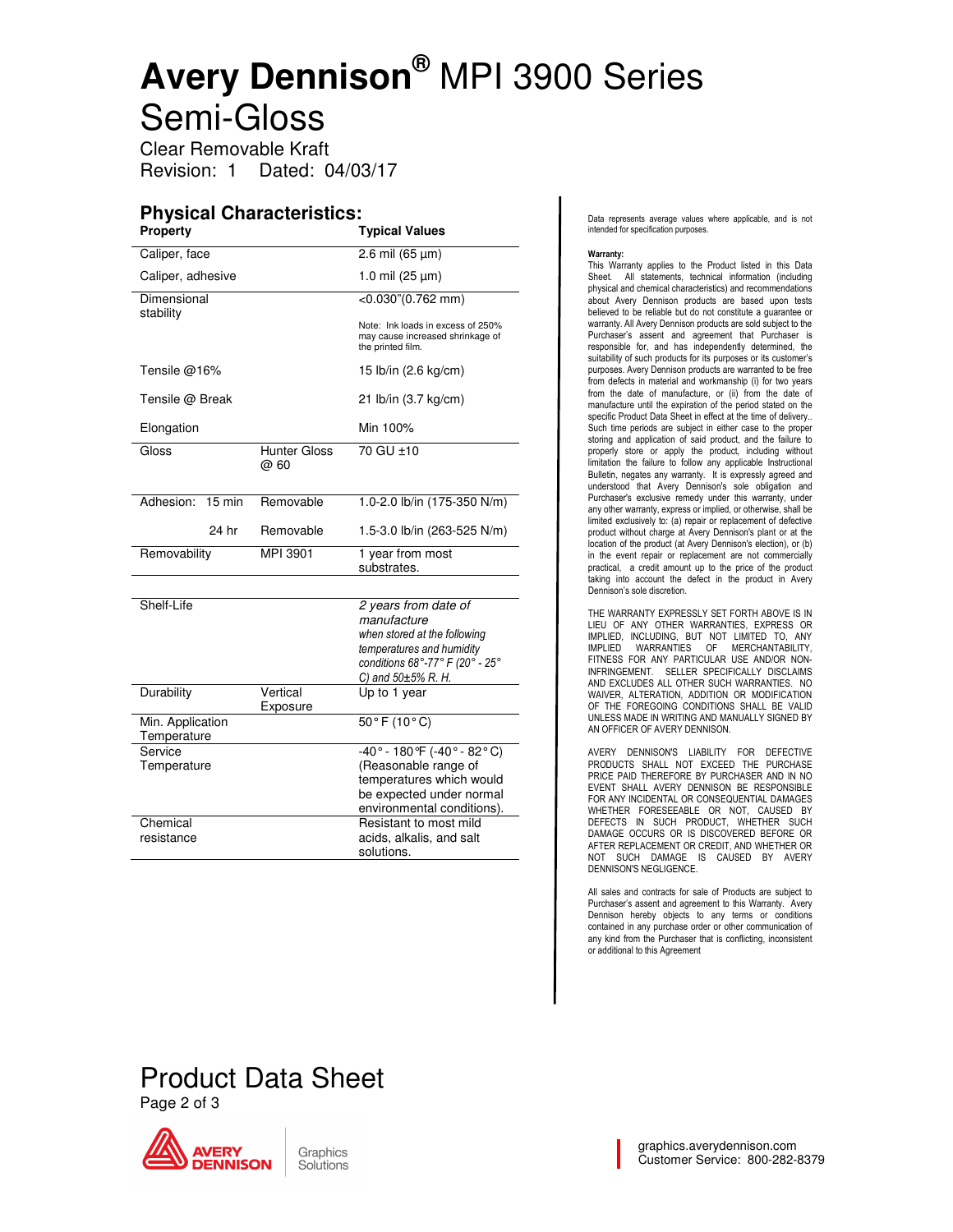# **Avery Dennison®** MPI 3900 Series Semi-Gloss

Clear Removable Kraft
Revision: 1 Dated: 04/03/17

## Physical Characteristics:

| Property | | Typical Values |
|---|---|---|
| Caliper, face | | 2.6 mil (65 µm) |
| Caliper, adhesive | | 1.0 mil (25 µm) |
| Dimensional stability | | <0.030"(0.762 mm)<br><br>Note: Ink loads in excess of 250% may cause increased shrinkage of the printed film. |
| Tensile @16% | | 15 lb/in (2.6 kg/cm) |
| Tensile @ Break | | 21 lb/in (3.7 kg/cm) |
| Elongation | | Min 100% |
| Gloss | Hunter Gloss @ 60 | 70 GU ±10 |
| Adhesion: 15 min | Removable | 1.0-2.0 lb/in (175-350 N/m) |
| 24 hr | Removable | 1.5-3.0 lb/in (263-525 N/m) |
| Removability | MPI 3901 | 1 year from most substrates. |
| | | |
| Shelf-Life | | *2 years from date of manufacture when stored at the following temperatures and humidity conditions 68°-77° F (20° - 25° C) and 50±5% R. H.* |
| Durability | Vertical Exposure | Up to 1 year |
| Min. Application Temperature | | 50° F (10° C) |
| Service Temperature | | -40° - 180°F (-40° - 82° C) (Reasonable range of temperatures which would be expected under normal environmental conditions). |
| Chemical resistance | | Resistant to most mild acids, alkalis, and salt solutions. |

Data represents average values where applicable, and is not intended for specification purposes.

**Warranty:**
This Warranty applies to the Product listed in this Data Sheet. All statements, technical information (including physical and chemical characteristics) and recommendations about Avery Dennison products are based upon tests believed to be reliable but do not constitute a guarantee or warranty. All Avery Dennison products are sold subject to the Purchaser's assent and agreement that Purchaser is responsible for, and has independently determined, the suitability of such products for its purposes or its customer's purposes. Avery Dennison products are warranted to be free from defects in material and workmanship (i) for two years from the date of manufacture, or (ii) from the date of manufacture until the expiration of the period stated on the specific Product Data Sheet in effect at the time of delivery.. Such time periods are subject in either case to the proper storing and application of said product, and the failure to properly store or apply the product, including without limitation the failure to follow any applicable Instructional Bulletin, negates any warranty. It is expressly agreed and understood that Avery Dennison's sole obligation and Purchaser's exclusive remedy under this warranty, under any other warranty, express or implied, or otherwise, shall be limited exclusively to: (a) repair or replacement of defective product without charge at Avery Dennison's plant or at the location of the product (at Avery Dennison's election), or (b) in the event repair or replacement are not commercially practical, a credit amount up to the price of the product taking into account the defect in the product in Avery Dennison's sole discretion.

THE WARRANTY EXPRESSLY SET FORTH ABOVE IS IN LIEU OF ANY OTHER WARRANTIES, EXPRESS OR IMPLIED, INCLUDING, BUT NOT LIMITED TO, ANY IMPLIED WARRANTIES OF MERCHANTABILITY, FITNESS FOR ANY PARTICULAR USE AND/OR NON-INFRINGEMENT. SELLER SPECIFICALLY DISCLAIMS AND EXCLUDES ALL OTHER SUCH WARRANTIES. NO WAIVER, ALTERATION, ADDITION OR MODIFICATION OF THE FOREGOING CONDITIONS SHALL BE VALID UNLESS MADE IN WRITING AND MANUALLY SIGNED BY AN OFFICER OF AVERY DENNISON.

AVERY DENNISON'S LIABILITY FOR DEFECTIVE PRODUCTS SHALL NOT EXCEED THE PURCHASE PRICE PAID THEREFORE BY PURCHASER AND IN NO EVENT SHALL AVERY DENNISON BE RESPONSIBLE FOR ANY INCIDENTAL OR CONSEQUENTIAL DAMAGES WHETHER FORESEEABLE OR NOT, CAUSED BY DEFECTS IN SUCH PRODUCT, WHETHER SUCH DAMAGE OCCURS OR IS DISCOVERED BEFORE OR AFTER REPLACEMENT OR CREDIT, AND WHETHER OR NOT SUCH DAMAGE IS CAUSED BY AVERY DENNISON'S NEGLIGENCE.

All sales and contracts for sale of Products are subject to Purchaser's assent and agreement to this Warranty. Avery Dennison hereby objects to any terms or conditions contained in any purchase order or other communication of any kind from the Purchaser that is conflicting, inconsistent or additional to this Agreement

Product Data Sheet

graphics.averydennison.com
Customer Service: 800-282-8379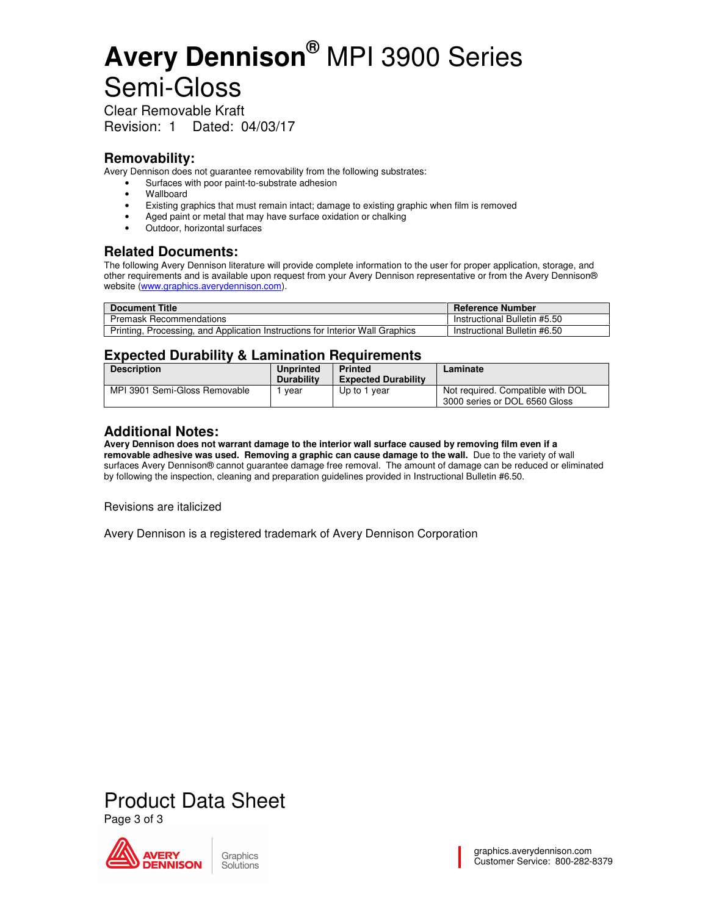# Avery Dennison® MPI 3900 Series Semi-Gloss

Clear Removable Kraft
Revision: 1 Dated: 04/03/17

## Removability:

Avery Dennison does not guarantee removability from the following substrates:

- Surfaces with poor paint-to-substrate adhesion
- Wallboard
- Existing graphics that must remain intact; damage to existing graphic when film is removed
- Aged paint or metal that may have surface oxidation or chalking
- Outdoor, horizontal surfaces

## Related Documents:

The following Avery Dennison literature will provide complete information to the user for proper application, storage, and other requirements and is available upon request from your Avery Dennison representative or from the Avery Dennison® website ([www.graphics.averydennison.com](www.graphics.averydennison.com)).

| Document Title | Reference Number |
|---|---|
| Premask Recommendations | Instructional Bulletin #5.50 |
| Printing, Processing, and Application Instructions for Interior Wall Graphics | Instructional Bulletin #6.50 |

## Expected Durability & Lamination Requirements

| Description | Unprinted Durability | Printed Expected Durability | Laminate |
|---|---|---|---|
| MPI 3901 Semi-Gloss Removable | 1 year | Up to 1 year | Not required. Compatible with DOL 3000 series or DOL 6560 Gloss |

## Additional Notes:

**Avery Dennison does not warrant damage to the interior wall surface caused by removing film even if a removable adhesive was used. Removing a graphic can cause damage to the wall.** Due to the variety of wall surfaces Avery Dennison® cannot guarantee damage free removal. The amount of damage can be reduced or eliminated by following the inspection, cleaning and preparation guidelines provided in Instructional Bulletin #6.50.

Revisions are italicized

Avery Dennison is a registered trademark of Avery Dennison Corporation

Product Data Sheet

graphics.averydennison.com
Customer Service: 800-282-8379